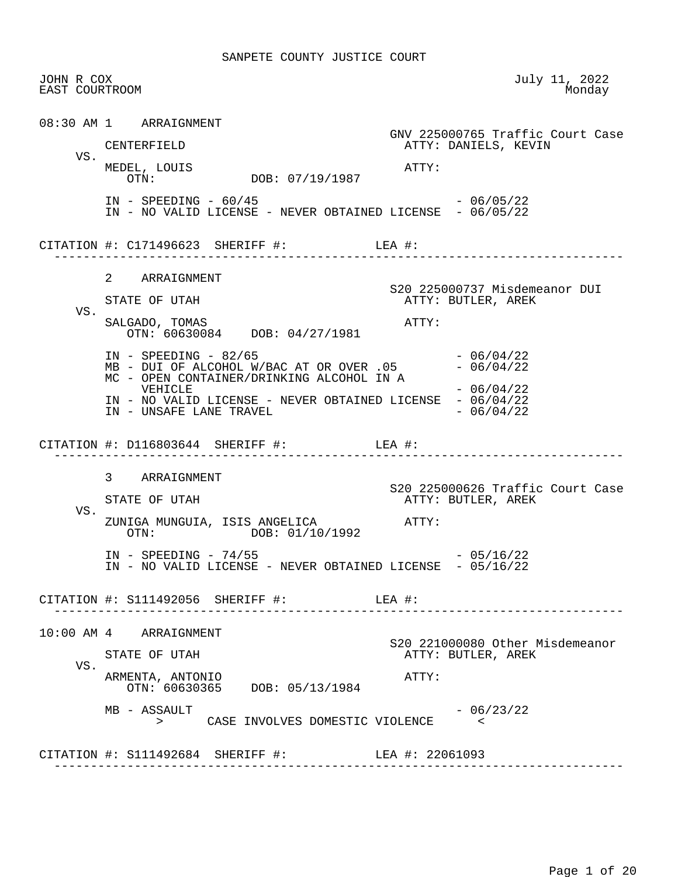# SANPETE COUNTY JUSTICE COURT

JOHN R COX
EAST COURTROOM

July 11, 2022
Monday

---

**08:30 AM 1 ARRAIGNMENT**

GNV 225000765 Traffic Court Case

CENTERFIELD — ATTY: DANIELS, KEVIN

VS.

MEDEL, LOUIS — ATTY:
OTN: DOB: 07/19/1987

IN - SPEEDING - 60/45 - 06/05/22
IN - NO VALID LICENSE - NEVER OBTAINED LICENSE - 06/05/22

CITATION #: C171496623 SHERIFF #: LEA #:

---

**2 ARRAIGNMENT**

S20 225000737 Misdemeanor DUI

STATE OF UTAH — ATTY: BUTLER, AREK

VS.

SALGADO, TOMAS — ATTY:
OTN: 60630084 DOB: 04/27/1981

IN - SPEEDING - 82/65 - 06/04/22
MB - DUI OF ALCOHOL W/BAC AT OR OVER .05 - 06/04/22
MC - OPEN CONTAINER/DRINKING ALCOHOL IN A VEHICLE - 06/04/22
IN - NO VALID LICENSE - NEVER OBTAINED LICENSE - 06/04/22
IN - UNSAFE LANE TRAVEL - 06/04/22

CITATION #: D116803644 SHERIFF #: LEA #:

---

**3 ARRAIGNMENT**

S20 225000626 Traffic Court Case

STATE OF UTAH — ATTY: BUTLER, AREK

VS.

ZUNIGA MUNGUIA, ISIS ANGELICA — ATTY:
OTN: DOB: 01/10/1992

IN - SPEEDING - 74/55 - 05/16/22
IN - NO VALID LICENSE - NEVER OBTAINED LICENSE - 05/16/22

CITATION #: S111492056 SHERIFF #: LEA #:

---

**10:00 AM 4 ARRAIGNMENT**

S20 221000080 Other Misdemeanor

STATE OF UTAH — ATTY: BUTLER, AREK

VS.

ARMENTA, ANTONIO — ATTY:
OTN: 60630365 DOB: 05/13/1984

MB - ASSAULT - 06/23/22
> CASE INVOLVES DOMESTIC VIOLENCE <

CITATION #: S111492684 SHERIFF #: LEA #: 22061093

---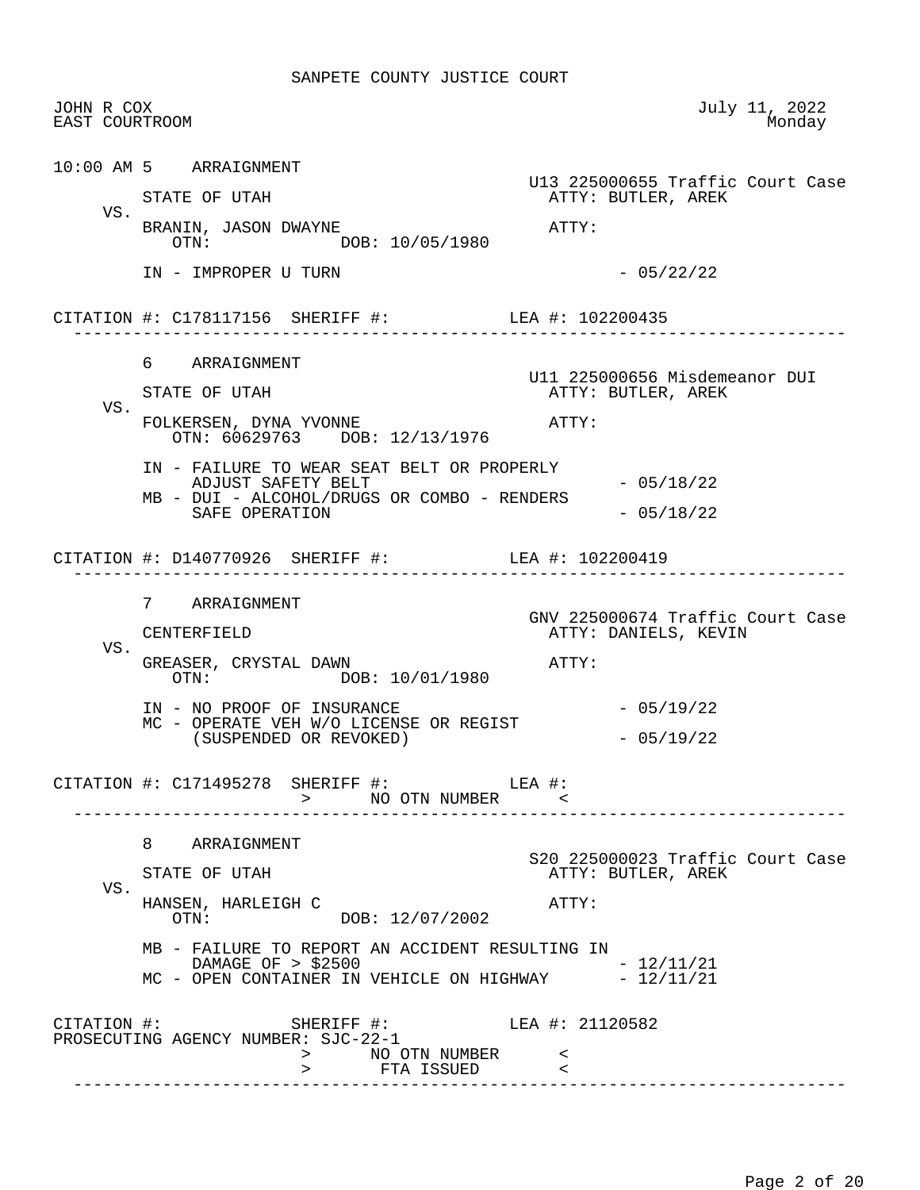SANPETE COUNTY JUSTICE COURT

JOHN R COX
EAST COURTROOM

July 11, 2022
Monday

---

**10:00 AM 5 ARRAIGNMENT**

U13 225000655 Traffic Court Case

STATE OF UTAH — ATTY: BUTLER, AREK

VS.

BRANIN, JASON DWAYNE — ATTY:
OTN: DOB: 10/05/1980

IN - IMPROPER U TURN - 05/22/22

CITATION #: C178117156 SHERIFF #: LEA #: 102200435

---

**6 ARRAIGNMENT**

U11 225000656 Misdemeanor DUI

STATE OF UTAH — ATTY: BUTLER, AREK

VS.

FOLKERSEN, DYNA YVONNE — ATTY:
OTN: 60629763 DOB: 12/13/1976

IN - FAILURE TO WEAR SEAT BELT OR PROPERLY ADJUST SAFETY BELT - 05/18/22
MB - DUI - ALCOHOL/DRUGS OR COMBO - RENDERS SAFE OPERATION - 05/18/22

CITATION #: D140770926 SHERIFF #: LEA #: 102200419

---

**7 ARRAIGNMENT**

GNV 225000674 Traffic Court Case

CENTERFIELD — ATTY: DANIELS, KEVIN

VS.

GREASER, CRYSTAL DAWN — ATTY:
OTN: DOB: 10/01/1980

IN - NO PROOF OF INSURANCE - 05/19/22
MC - OPERATE VEH W/O LICENSE OR REGIST (SUSPENDED OR REVOKED) - 05/19/22

CITATION #: C171495278 SHERIFF #: LEA #:
> NO OTN NUMBER <

---

**8 ARRAIGNMENT**

S20 225000023 Traffic Court Case

STATE OF UTAH — ATTY: BUTLER, AREK

VS.

HANSEN, HARLEIGH C — ATTY:
OTN: DOB: 12/07/2002

MB - FAILURE TO REPORT AN ACCIDENT RESULTING IN DAMAGE OF > $2500 - 12/11/21
MC - OPEN CONTAINER IN VEHICLE ON HIGHWAY - 12/11/21

CITATION #: SHERIFF #: LEA #: 21120582
PROSECUTING AGENCY NUMBER: SJC-22-1
> NO OTN NUMBER <
> FTA ISSUED <

---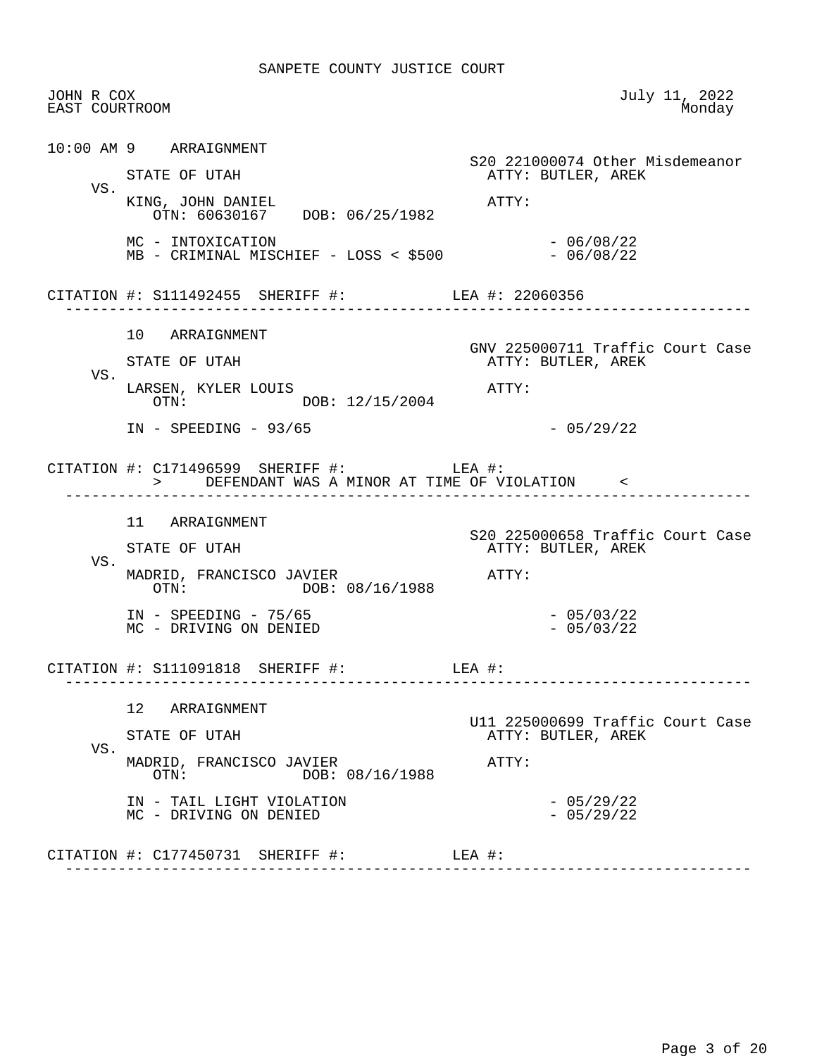SANPETE COUNTY JUSTICE COURT

JOHN R COX
EAST COURTROOM

July 11, 2022
Monday

10:00 AM 9 ARRAIGNMENT

S20 221000074 Other Misdemeanor

STATE OF UTAH — ATTY: BUTLER, AREK

VS.

KING, JOHN DANIEL — ATTY:
OTN: 60630167 DOB: 06/25/1982

MC - INTOXICATION - 06/08/22
MB - CRIMINAL MISCHIEF - LOSS < $500 - 06/08/22

CITATION #: S111492455 SHERIFF #: LEA #: 22060356

---

10 ARRAIGNMENT

GNV 225000711 Traffic Court Case

STATE OF UTAH — ATTY: BUTLER, AREK

VS.

LARSEN, KYLER LOUIS — ATTY:
OTN: DOB: 12/15/2004

IN - SPEEDING - 93/65 - 05/29/22

CITATION #: C171496599 SHERIFF #: LEA #:

> DEFENDANT WAS A MINOR AT TIME OF VIOLATION <

---

11 ARRAIGNMENT

S20 225000658 Traffic Court Case

STATE OF UTAH — ATTY: BUTLER, AREK

VS.

MADRID, FRANCISCO JAVIER — ATTY:
OTN: DOB: 08/16/1988

IN - SPEEDING - 75/65 - 05/03/22
MC - DRIVING ON DENIED - 05/03/22

CITATION #: S111091818 SHERIFF #: LEA #:

---

12 ARRAIGNMENT

U11 225000699 Traffic Court Case

STATE OF UTAH — ATTY: BUTLER, AREK

VS.

MADRID, FRANCISCO JAVIER — ATTY:
OTN: DOB: 08/16/1988

IN - TAIL LIGHT VIOLATION - 05/29/22
MC - DRIVING ON DENIED - 05/29/22

CITATION #: C177450731 SHERIFF #: LEA #:

---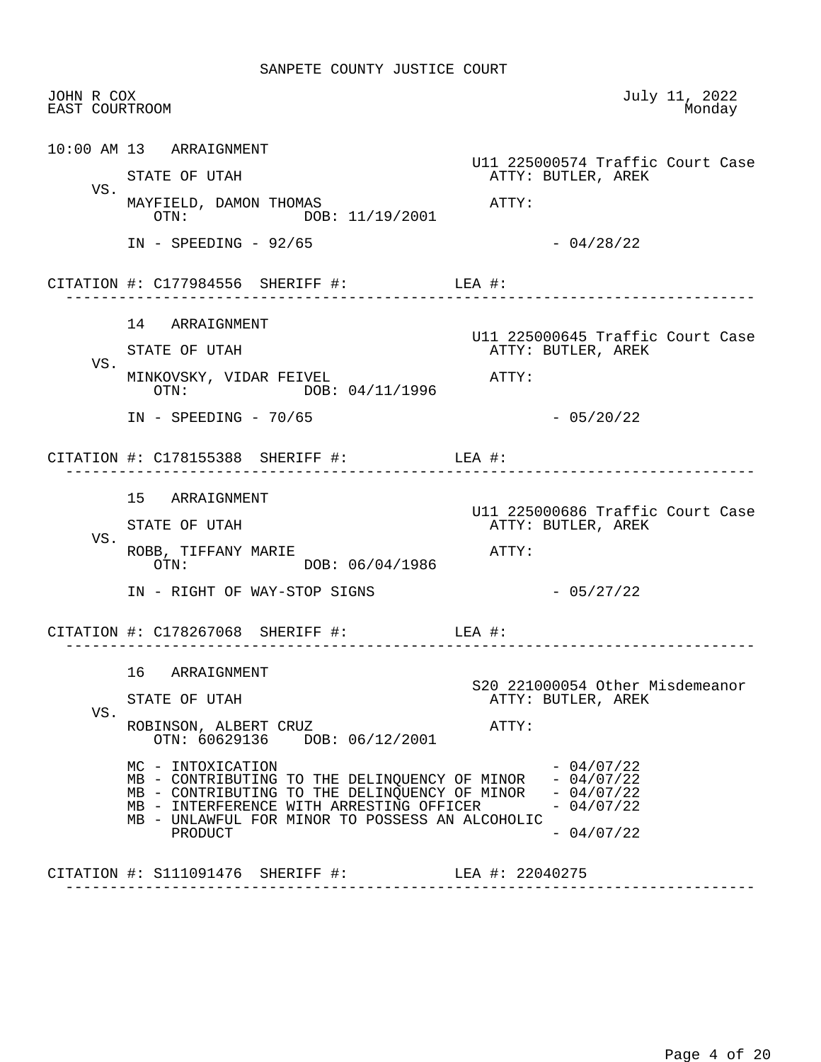SANPETE COUNTY JUSTICE COURT

JOHN R COX
EAST COURTROOM

July 11, 2022
Monday

10:00 AM 13 ARRAIGNMENT

U11 225000574 Traffic Court Case

STATE OF UTAH
ATTY: BUTLER, AREK

VS.

MAYFIELD, DAMON THOMAS
ATTY:
OTN: DOB: 11/19/2001

IN - SPEEDING - 92/65 - 04/28/22

CITATION #: C177984556 SHERIFF #: LEA #:

---

14 ARRAIGNMENT

U11 225000645 Traffic Court Case

STATE OF UTAH
ATTY: BUTLER, AREK

VS.

MINKOVSKY, VIDAR FEIVEL
ATTY:
OTN: DOB: 04/11/1996

IN - SPEEDING - 70/65 - 05/20/22

CITATION #: C178155388 SHERIFF #: LEA #:

---

15 ARRAIGNMENT

U11 225000686 Traffic Court Case

STATE OF UTAH
ATTY: BUTLER, AREK

VS.

ROBB, TIFFANY MARIE
ATTY:
OTN: DOB: 06/04/1986

IN - RIGHT OF WAY-STOP SIGNS - 05/27/22

CITATION #: C178267068 SHERIFF #: LEA #:

---

16 ARRAIGNMENT

S20 221000054 Other Misdemeanor

STATE OF UTAH
ATTY: BUTLER, AREK

VS.

ROBINSON, ALBERT CRUZ
ATTY:
OTN: 60629136 DOB: 06/12/2001

MC - INTOXICATION - 04/07/22
MB - CONTRIBUTING TO THE DELINQUENCY OF MINOR - 04/07/22
MB - CONTRIBUTING TO THE DELINQUENCY OF MINOR - 04/07/22
MB - INTERFERENCE WITH ARRESTING OFFICER - 04/07/22
MB - UNLAWFUL FOR MINOR TO POSSESS AN ALCOHOLIC PRODUCT - 04/07/22

CITATION #: S111091476 SHERIFF #: LEA #: 22040275

---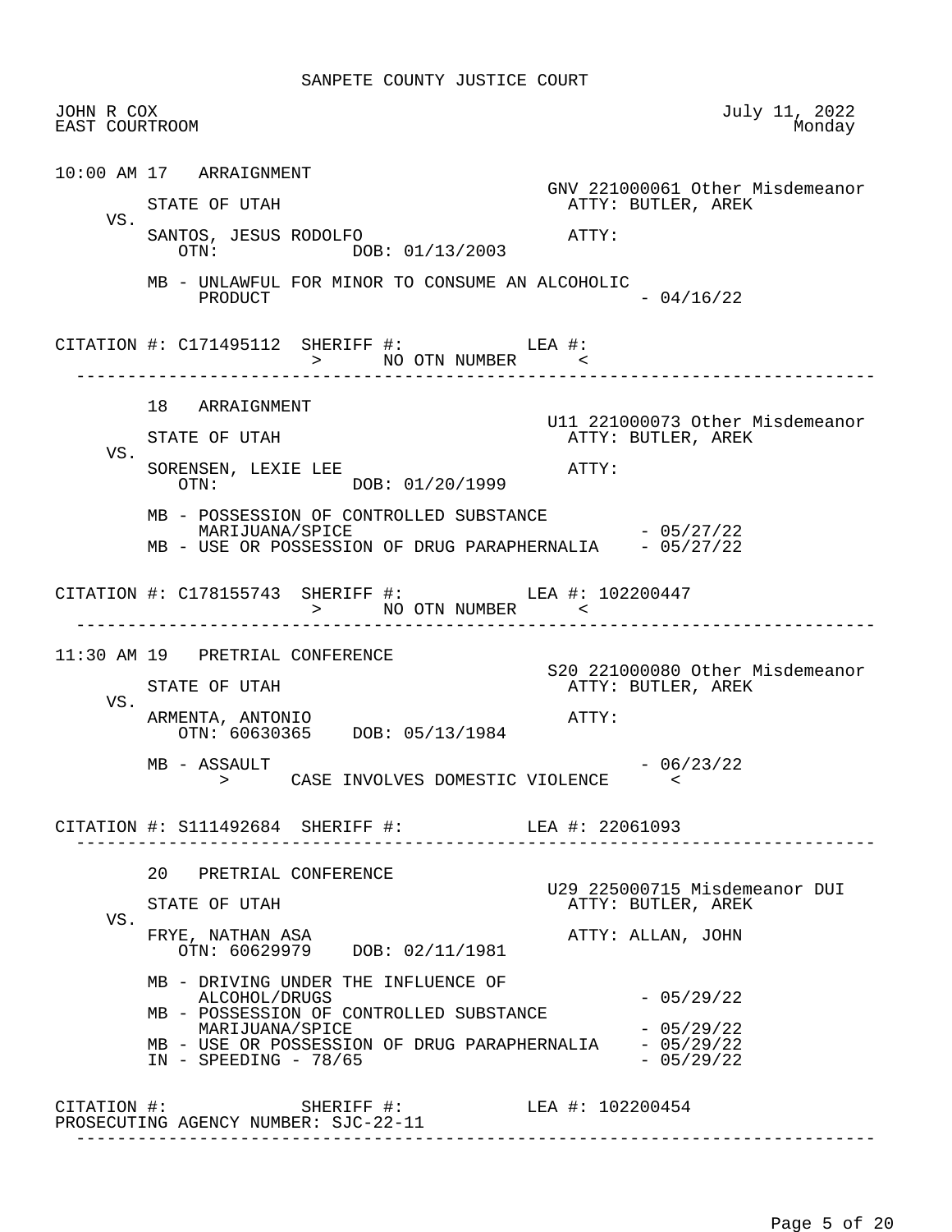# SANPETE COUNTY JUSTICE COURT

JOHN R COX
EAST COURTROOM

July 11, 2022
Monday

---

**10:00 AM 17 ARRAIGNMENT**

GNV 221000061 Other Misdemeanor

STATE OF UTAH — ATTY: BUTLER, AREK

VS.

SANTOS, JESUS RODOLFO — ATTY:
OTN: DOB: 01/13/2003

MB - UNLAWFUL FOR MINOR TO CONSUME AN ALCOHOLIC PRODUCT - 04/16/22

CITATION #: C171495112 SHERIFF #: LEA #:
> NO OTN NUMBER <

---

**18 ARRAIGNMENT**

U11 221000073 Other Misdemeanor

STATE OF UTAH — ATTY: BUTLER, AREK

VS.

SORENSEN, LEXIE LEE — ATTY:
OTN: DOB: 01/20/1999

MB - POSSESSION OF CONTROLLED SUBSTANCE MARIJUANA/SPICE - 05/27/22
MB - USE OR POSSESSION OF DRUG PARAPHERNALIA - 05/27/22

CITATION #: C178155743 SHERIFF #: LEA #: 102200447
> NO OTN NUMBER <

---

**11:30 AM 19 PRETRIAL CONFERENCE**

S20 221000080 Other Misdemeanor

STATE OF UTAH — ATTY: BUTLER, AREK

VS.

ARMENTA, ANTONIO — ATTY:
OTN: 60630365 DOB: 05/13/1984

MB - ASSAULT - 06/23/22
> CASE INVOLVES DOMESTIC VIOLENCE <

CITATION #: S111492684 SHERIFF #: LEA #: 22061093

---

**20 PRETRIAL CONFERENCE**

U29 225000715 Misdemeanor DUI

STATE OF UTAH — ATTY: BUTLER, AREK

VS.

FRYE, NATHAN ASA — ATTY: ALLAN, JOHN
OTN: 60629979 DOB: 02/11/1981

MB - DRIVING UNDER THE INFLUENCE OF ALCOHOL/DRUGS - 05/29/22
MB - POSSESSION OF CONTROLLED SUBSTANCE MARIJUANA/SPICE - 05/29/22
MB - USE OR POSSESSION OF DRUG PARAPHERNALIA - 05/29/22
IN - SPEEDING - 78/65 - 05/29/22

CITATION #: SHERIFF #: LEA #: 102200454
PROSECUTING AGENCY NUMBER: SJC-22-11

---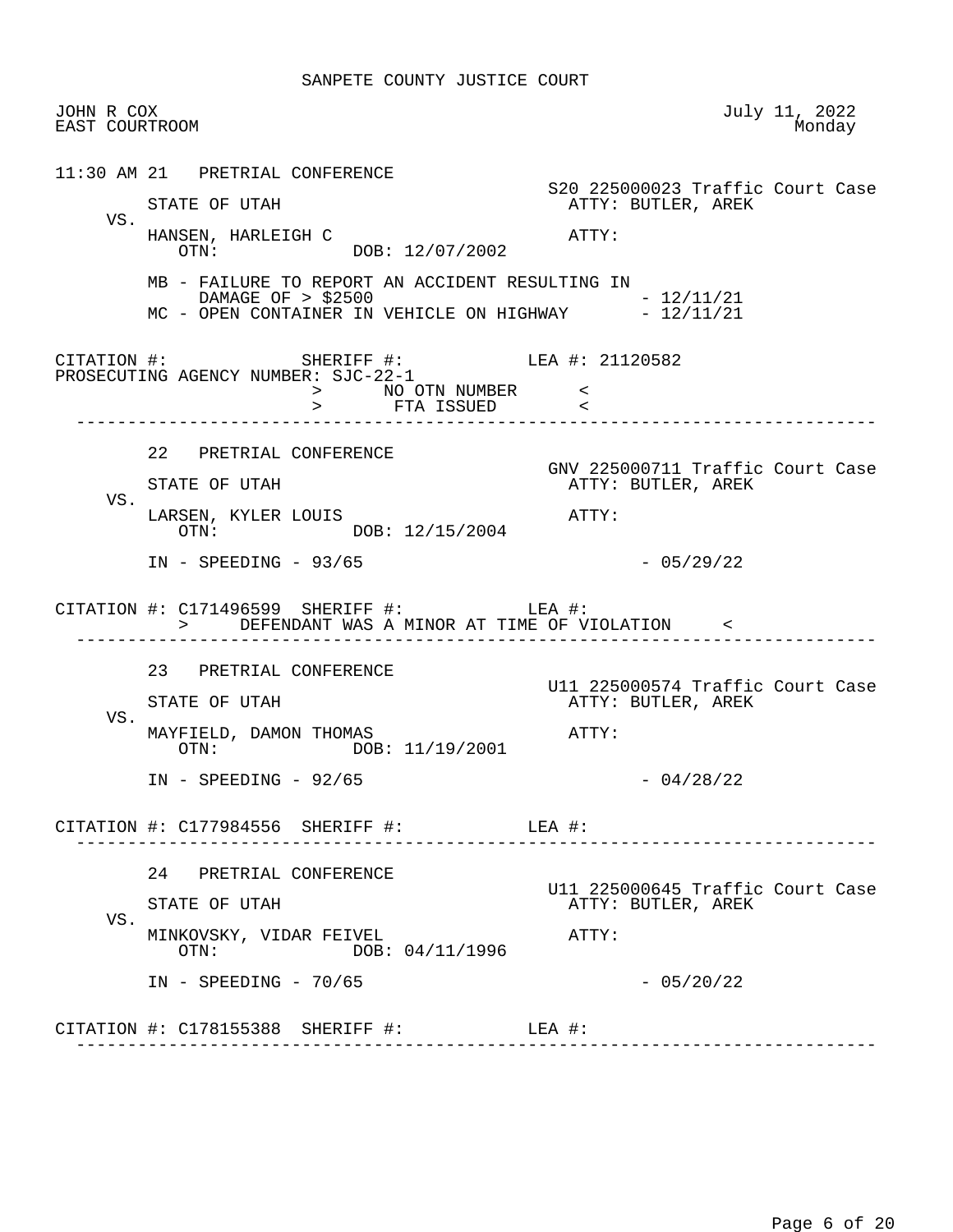SANPETE COUNTY JUSTICE COURT

JOHN R COX  
EAST COURTROOM

July 11, 2022  
Monday

11:30 AM 21 PRETRIAL CONFERENCE

S20 225000023 Traffic Court Case

STATE OF UTAH  
ATTY: BUTLER, AREK

VS.

HANSEN, HARLEIGH C  
ATTY:  
OTN: DOB: 12/07/2002

MB - FAILURE TO REPORT AN ACCIDENT RESULTING IN DAMAGE OF > $2500 - 12/11/21  
MC - OPEN CONTAINER IN VEHICLE ON HIGHWAY - 12/11/21

CITATION #: SHERIFF #: LEA #: 21120582  
PROSECUTING AGENCY NUMBER: SJC-22-1  
> NO OTN NUMBER <  
> FTA ISSUED <

---

22 PRETRIAL CONFERENCE

GNV 225000711 Traffic Court Case

STATE OF UTAH  
ATTY: BUTLER, AREK

VS.

LARSEN, KYLER LOUIS  
ATTY:  
OTN: DOB: 12/15/2004

IN - SPEEDING - 93/65 - 05/29/22

CITATION #: C171496599 SHERIFF #: LEA #:  
> DEFENDANT WAS A MINOR AT TIME OF VIOLATION <

---

23 PRETRIAL CONFERENCE

U11 225000574 Traffic Court Case

STATE OF UTAH  
ATTY: BUTLER, AREK

VS.

MAYFIELD, DAMON THOMAS  
ATTY:  
OTN: DOB: 11/19/2001

IN - SPEEDING - 92/65 - 04/28/22

CITATION #: C177984556 SHERIFF #: LEA #:

---

24 PRETRIAL CONFERENCE

U11 225000645 Traffic Court Case

STATE OF UTAH  
ATTY: BUTLER, AREK

VS.

MINKOVSKY, VIDAR FEIVEL  
ATTY:  
OTN: DOB: 04/11/1996

IN - SPEEDING - 70/65 - 05/20/22

CITATION #: C178155388 SHERIFF #: LEA #:

---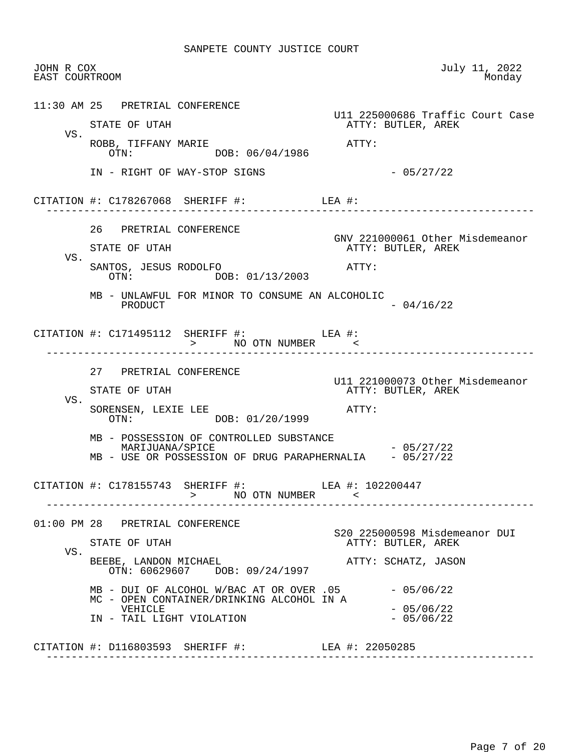SANPETE COUNTY JUSTICE COURT

JOHN R COX
EAST COURTROOM

July 11, 2022
Monday

---

11:30 AM 25 PRETRIAL CONFERENCE

U11 225000686 Traffic Court Case

STATE OF UTAH — ATTY: BUTLER, AREK

VS.

ROBB, TIFFANY MARIE — ATTY:
OTN: DOB: 06/04/1986

IN - RIGHT OF WAY-STOP SIGNS - 05/27/22

CITATION #: C178267068 SHERIFF #: LEA #:

---

26 PRETRIAL CONFERENCE

GNV 221000061 Other Misdemeanor

STATE OF UTAH — ATTY: BUTLER, AREK

VS.

SANTOS, JESUS RODOLFO — ATTY:
OTN: DOB: 01/13/2003

MB - UNLAWFUL FOR MINOR TO CONSUME AN ALCOHOLIC PRODUCT - 04/16/22

CITATION #: C171495112 SHERIFF #: LEA #:
> NO OTN NUMBER <

---

27 PRETRIAL CONFERENCE

U11 221000073 Other Misdemeanor

STATE OF UTAH — ATTY: BUTLER, AREK

VS.

SORENSEN, LEXIE LEE — ATTY:
OTN: DOB: 01/20/1999

MB - POSSESSION OF CONTROLLED SUBSTANCE MARIJUANA/SPICE - 05/27/22
MB - USE OR POSSESSION OF DRUG PARAPHERNALIA - 05/27/22

CITATION #: C178155743 SHERIFF #: LEA #: 102200447
> NO OTN NUMBER <

---

01:00 PM 28 PRETRIAL CONFERENCE

S20 225000598 Misdemeanor DUI

STATE OF UTAH — ATTY: BUTLER, AREK

VS.

BEEBE, LANDON MICHAEL — ATTY: SCHATZ, JASON
OTN: 60629607 DOB: 09/24/1997

MB - DUI OF ALCOHOL W/BAC AT OR OVER .05 - 05/06/22
MC - OPEN CONTAINER/DRINKING ALCOHOL IN A VEHICLE - 05/06/22
IN - TAIL LIGHT VIOLATION - 05/06/22

CITATION #: D116803593 SHERIFF #: LEA #: 22050285

---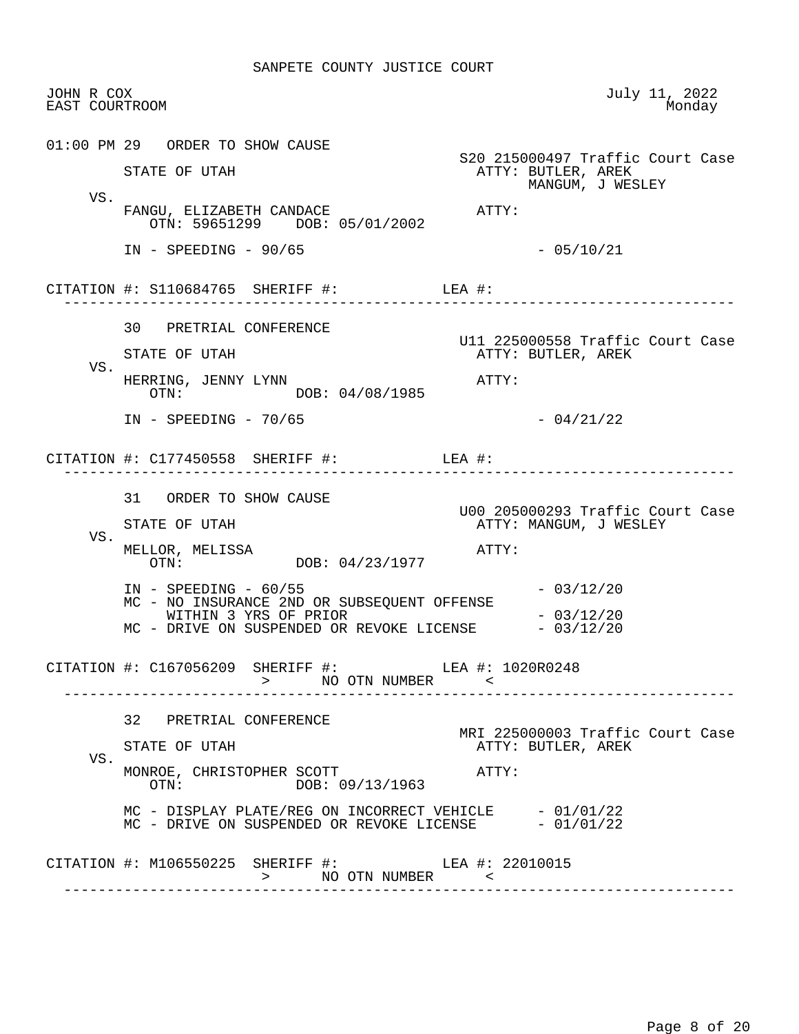SANPETE COUNTY JUSTICE COURT

JOHN R COX
EAST COURTROOM

July 11, 2022
Monday

01:00 PM 29 ORDER TO SHOW CAUSE

S20 215000497 Traffic Court Case

STATE OF UTAH
ATTY: BUTLER, AREK
MANGUM, J WESLEY

VS.

FANGU, ELIZABETH CANDACE
ATTY:
OTN: 59651299 DOB: 05/01/2002

IN - SPEEDING - 90/65 - 05/10/21

CITATION #: S110684765 SHERIFF #: LEA #:

---

30 PRETRIAL CONFERENCE

U11 225000558 Traffic Court Case

STATE OF UTAH
ATTY: BUTLER, AREK

VS.

HERRING, JENNY LYNN
ATTY:
OTN: DOB: 04/08/1985

IN - SPEEDING - 70/65 - 04/21/22

CITATION #: C177450558 SHERIFF #: LEA #:

---

31 ORDER TO SHOW CAUSE

U00 205000293 Traffic Court Case

STATE OF UTAH
ATTY: MANGUM, J WESLEY

VS.

MELLOR, MELISSA
ATTY:
OTN: DOB: 04/23/1977

IN - SPEEDING - 60/55 - 03/12/20
MC - NO INSURANCE 2ND OR SUBSEQUENT OFFENSE WITHIN 3 YRS OF PRIOR - 03/12/20
MC - DRIVE ON SUSPENDED OR REVOKE LICENSE - 03/12/20

CITATION #: C167056209 SHERIFF #: LEA #: 1020R0248
> NO OTN NUMBER <

---

32 PRETRIAL CONFERENCE

MRI 225000003 Traffic Court Case

STATE OF UTAH
ATTY: BUTLER, AREK

VS.

MONROE, CHRISTOPHER SCOTT
ATTY:
OTN: DOB: 09/13/1963

MC - DISPLAY PLATE/REG ON INCORRECT VEHICLE - 01/01/22
MC - DRIVE ON SUSPENDED OR REVOKE LICENSE - 01/01/22

CITATION #: M106550225 SHERIFF #: LEA #: 22010015
> NO OTN NUMBER <

---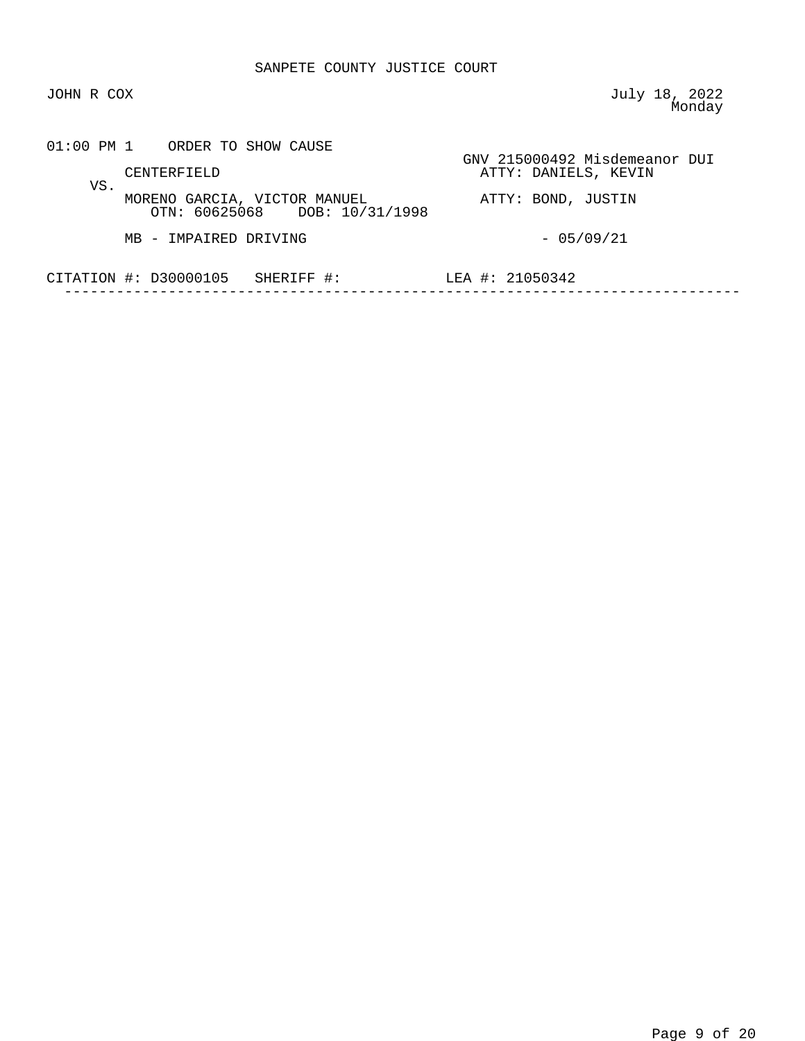SANPETE COUNTY JUSTICE COURT

JOHN R COX

July 18, 2022
Monday

01:00 PM 1    ORDER TO SHOW CAUSE

GNV 215000492 Misdemeanor DUI

CENTERFIELD    ATTY: DANIELS, KEVIN

VS.

MORENO GARCIA, VICTOR MANUEL    ATTY: BOND, JUSTIN
OTN: 60625068    DOB: 10/31/1998

MB - IMPAIRED DRIVING    - 05/09/21

CITATION #: D30000105    SHERIFF #:    LEA #: 21050342

---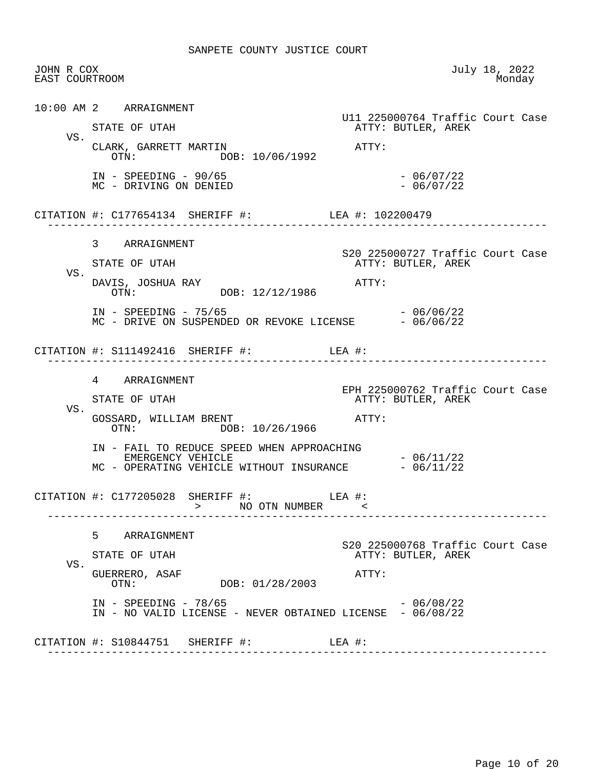SANPETE COUNTY JUSTICE COURT

JOHN R COX
EAST COURTROOM

July 18, 2022
Monday

---

10:00 AM 2 ARRAIGNMENT

U11 225000764 Traffic Court Case

STATE OF UTAH — ATTY: BUTLER, AREK

VS.

CLARK, GARRETT MARTIN — ATTY:
OTN: DOB: 10/06/1992

IN - SPEEDING - 90/65 - 06/07/22
MC - DRIVING ON DENIED - 06/07/22

CITATION #: C177654134 SHERIFF #: LEA #: 102200479

---

3 ARRAIGNMENT

S20 225000727 Traffic Court Case

STATE OF UTAH — ATTY: BUTLER, AREK

VS.

DAVIS, JOSHUA RAY — ATTY:
OTN: DOB: 12/12/1986

IN - SPEEDING - 75/65 - 06/06/22
MC - DRIVE ON SUSPENDED OR REVOKE LICENSE - 06/06/22

CITATION #: S111492416 SHERIFF #: LEA #:

---

4 ARRAIGNMENT

EPH 225000762 Traffic Court Case

STATE OF UTAH — ATTY: BUTLER, AREK

VS.

GOSSARD, WILLIAM BRENT — ATTY:
OTN: DOB: 10/26/1966

IN - FAIL TO REDUCE SPEED WHEN APPROACHING EMERGENCY VEHICLE - 06/11/22
MC - OPERATING VEHICLE WITHOUT INSURANCE - 06/11/22

CITATION #: C177205028 SHERIFF #: LEA #:
> NO OTN NUMBER <

---

5 ARRAIGNMENT

S20 225000768 Traffic Court Case

STATE OF UTAH — ATTY: BUTLER, AREK

VS.

GUERRERO, ASAF — ATTY:
OTN: DOB: 01/28/2003

IN - SPEEDING - 78/65 - 06/08/22
IN - NO VALID LICENSE - NEVER OBTAINED LICENSE - 06/08/22

CITATION #: S10844751 SHERIFF #: LEA #:

---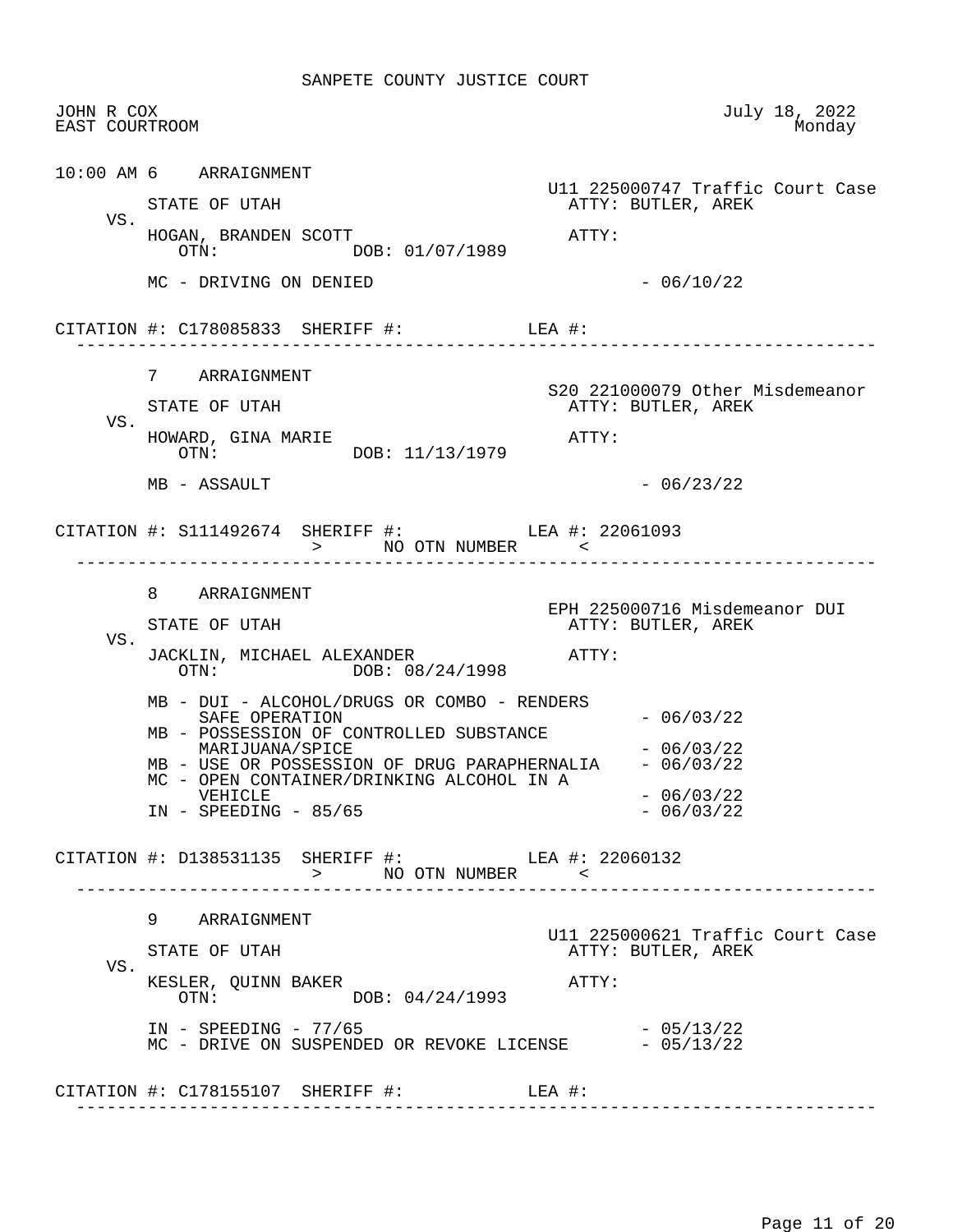SANPETE COUNTY JUSTICE COURT

JOHN R COX — July 18, 2022
EAST COURTROOM — Monday

---

**10:00 AM 6 ARRAIGNMENT** — U11 225000747 Traffic Court Case

STATE OF UTAH — ATTY: BUTLER, AREK

VS.

HOGAN, BRANDEN SCOTT — ATTY:
OTN: DOB: 01/07/1989

MC - DRIVING ON DENIED - 06/10/22

CITATION #: C178085833 SHERIFF #: LEA #:

---

**7 ARRAIGNMENT** — S20 221000079 Other Misdemeanor

STATE OF UTAH — ATTY: BUTLER, AREK

VS.

HOWARD, GINA MARIE — ATTY:
OTN: DOB: 11/13/1979

MB - ASSAULT - 06/23/22

CITATION #: S111492674 SHERIFF #: LEA #: 22061093
> NO OTN NUMBER <

---

**8 ARRAIGNMENT** — EPH 225000716 Misdemeanor DUI

STATE OF UTAH — ATTY: BUTLER, AREK

VS.

JACKLIN, MICHAEL ALEXANDER — ATTY:
OTN: DOB: 08/24/1998

MB - DUI - ALCOHOL/DRUGS OR COMBO - RENDERS SAFE OPERATION - 06/03/22
MB - POSSESSION OF CONTROLLED SUBSTANCE MARIJUANA/SPICE - 06/03/22
MB - USE OR POSSESSION OF DRUG PARAPHERNALIA - 06/03/22
MC - OPEN CONTAINER/DRINKING ALCOHOL IN A VEHICLE - 06/03/22
IN - SPEEDING - 85/65 - 06/03/22

CITATION #: D138531135 SHERIFF #: LEA #: 22060132
> NO OTN NUMBER <

---

**9 ARRAIGNMENT** — U11 225000621 Traffic Court Case

STATE OF UTAH — ATTY: BUTLER, AREK

VS.

KESLER, QUINN BAKER — ATTY:
OTN: DOB: 04/24/1993

IN - SPEEDING - 77/65 - 05/13/22
MC - DRIVE ON SUSPENDED OR REVOKE LICENSE - 05/13/22

CITATION #: C178155107 SHERIFF #: LEA #:

---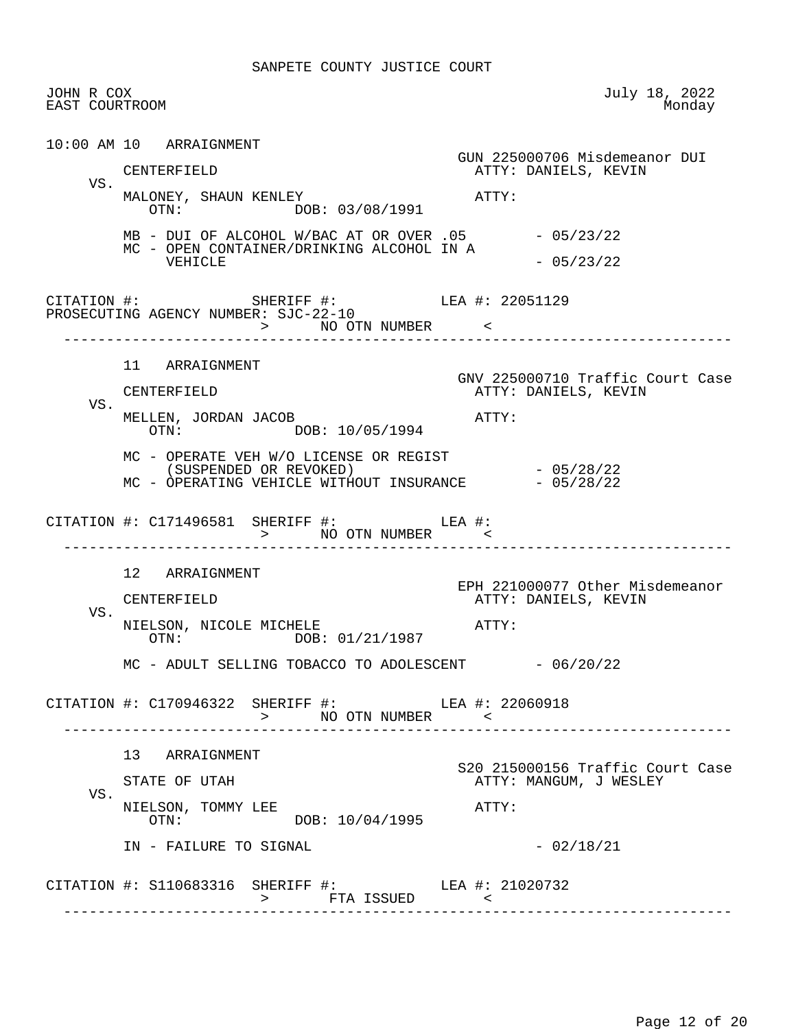SANPETE COUNTY JUSTICE COURT

JOHN R COX
EAST COURTROOM

July 18, 2022
Monday

---

**10:00 AM 10 ARRAIGNMENT**

GUN 225000706 Misdemeanor DUI

CENTERFIELD — ATTY: DANIELS, KEVIN

VS.

MALONEY, SHAUN KENLEY — ATTY:
OTN: DOB: 03/08/1991

- MB - DUI OF ALCOHOL W/BAC AT OR OVER .05 - 05/23/22
- MC - OPEN CONTAINER/DRINKING ALCOHOL IN A VEHICLE - 05/23/22

CITATION #: SHERIFF #: LEA #: 22051129
PROSECUTING AGENCY NUMBER: SJC-22-10
> NO OTN NUMBER <

---

**11 ARRAIGNMENT**

GNV 225000710 Traffic Court Case

CENTERFIELD — ATTY: DANIELS, KEVIN

VS.

MELLEN, JORDAN JACOB — ATTY:
OTN: DOB: 10/05/1994

- MC - OPERATE VEH W/O LICENSE OR REGIST (SUSPENDED OR REVOKED) - 05/28/22
- MC - OPERATING VEHICLE WITHOUT INSURANCE - 05/28/22

CITATION #: C171496581 SHERIFF #: LEA #:
> NO OTN NUMBER <

---

**12 ARRAIGNMENT**

EPH 221000077 Other Misdemeanor

CENTERFIELD — ATTY: DANIELS, KEVIN

VS.

NIELSON, NICOLE MICHELE — ATTY:
OTN: DOB: 01/21/1987

- MC - ADULT SELLING TOBACCO TO ADOLESCENT - 06/20/22

CITATION #: C170946322 SHERIFF #: LEA #: 22060918
> NO OTN NUMBER <

---

**13 ARRAIGNMENT**

S20 215000156 Traffic Court Case

STATE OF UTAH — ATTY: MANGUM, J WESLEY

VS.

NIELSON, TOMMY LEE — ATTY:
OTN: DOB: 10/04/1995

- IN - FAILURE TO SIGNAL - 02/18/21

CITATION #: S110683316 SHERIFF #: LEA #: 21020732
> FTA ISSUED <

---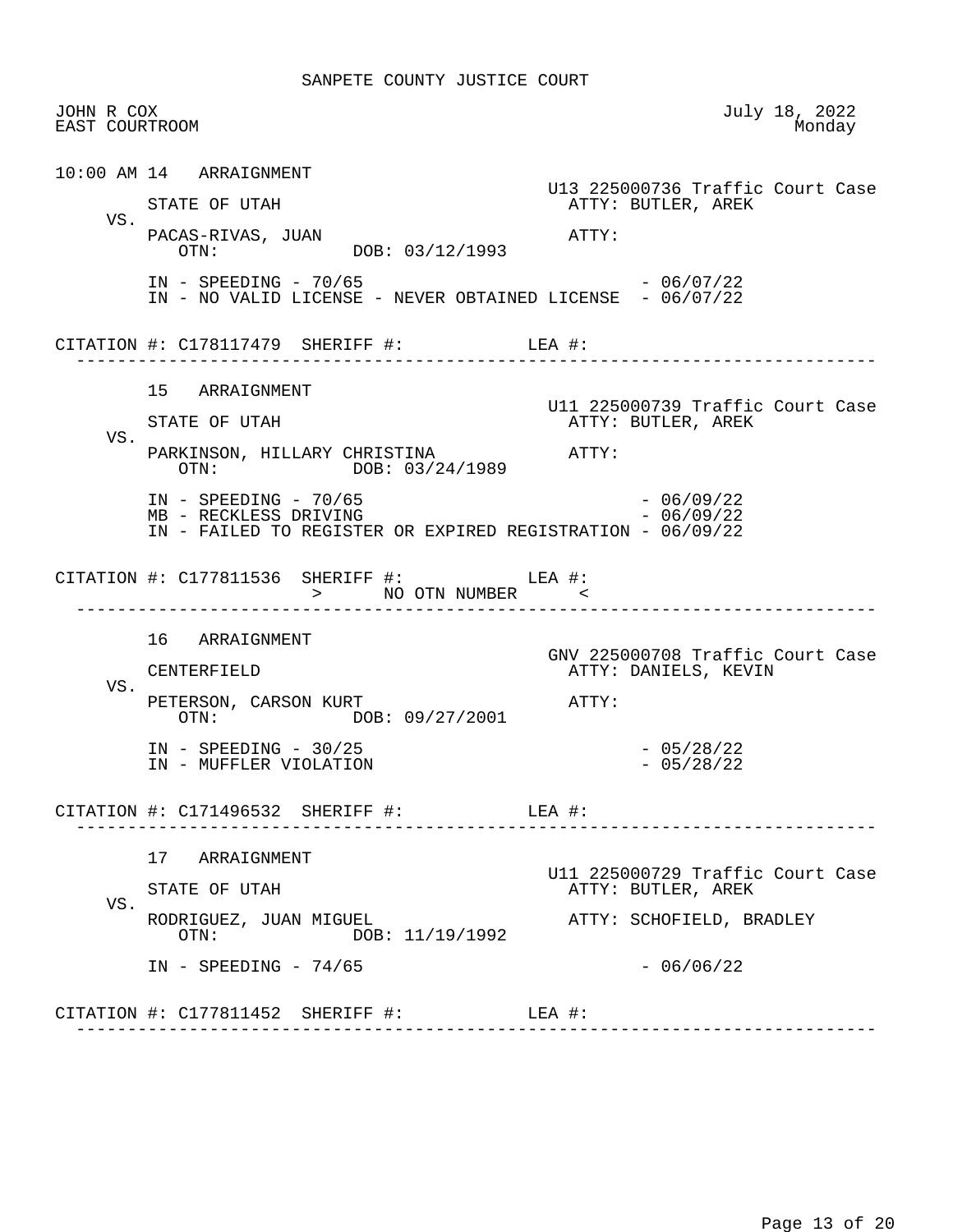# SANPETE COUNTY JUSTICE COURT

JOHN R COX
EAST COURTROOM

July 18, 2022
Monday

---

**10:00 AM 14 ARRAIGNMENT**

U13 225000736 Traffic Court Case

STATE OF UTAH — ATTY: BUTLER, AREK

VS.

PACAS-RIVAS, JUAN — ATTY:
OTN: DOB: 03/12/1993

- IN - SPEEDING - 70/65 - 06/07/22
- IN - NO VALID LICENSE - NEVER OBTAINED LICENSE - 06/07/22

CITATION #: C178117479 SHERIFF #: LEA #:

---

**15 ARRAIGNMENT**

U11 225000739 Traffic Court Case

STATE OF UTAH — ATTY: BUTLER, AREK

VS.

PARKINSON, HILLARY CHRISTINA — ATTY:
OTN: DOB: 03/24/1989

- IN - SPEEDING - 70/65 - 06/09/22
- MB - RECKLESS DRIVING - 06/09/22
- IN - FAILED TO REGISTER OR EXPIRED REGISTRATION - 06/09/22

CITATION #: C177811536 SHERIFF #: LEA #:
> NO OTN NUMBER <

---

**16 ARRAIGNMENT**

GNV 225000708 Traffic Court Case

CENTERFIELD — ATTY: DANIELS, KEVIN

VS.

PETERSON, CARSON KURT — ATTY:
OTN: DOB: 09/27/2001

- IN - SPEEDING - 30/25 - 05/28/22
- IN - MUFFLER VIOLATION - 05/28/22

CITATION #: C171496532 SHERIFF #: LEA #:

---

**17 ARRAIGNMENT**

U11 225000729 Traffic Court Case

STATE OF UTAH — ATTY: BUTLER, AREK

VS.

RODRIGUEZ, JUAN MIGUEL — ATTY: SCHOFIELD, BRADLEY
OTN: DOB: 11/19/1992

- IN - SPEEDING - 74/65 - 06/06/22

CITATION #: C177811452 SHERIFF #: LEA #:

---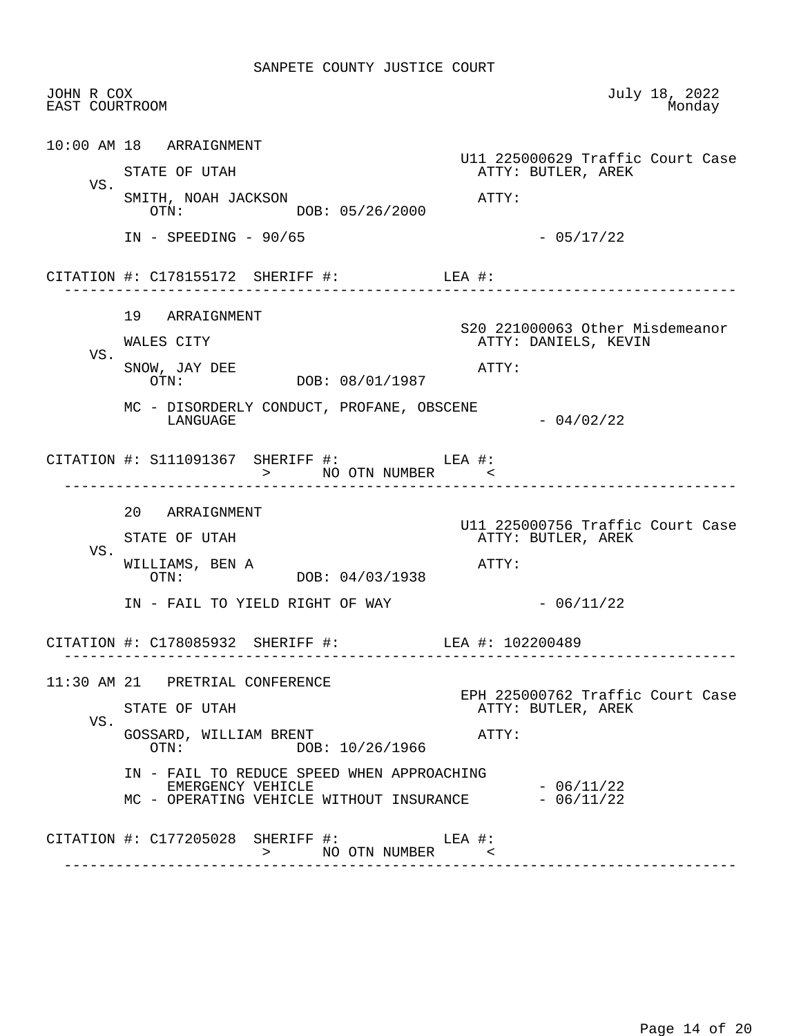SANPETE COUNTY JUSTICE COURT

JOHN R COX
EAST COURTROOM

July 18, 2022
Monday

---

**10:00 AM 18 ARRAIGNMENT**

U11 225000629 Traffic Court Case

STATE OF UTAH — ATTY: BUTLER, AREK

VS.

SMITH, NOAH JACKSON — ATTY:
OTN: DOB: 05/26/2000

IN - SPEEDING - 90/65 - 05/17/22

CITATION #: C178155172 SHERIFF #: LEA #:

---

**19 ARRAIGNMENT**

S20 221000063 Other Misdemeanor

WALES CITY — ATTY: DANIELS, KEVIN

VS.

SNOW, JAY DEE — ATTY:
OTN: DOB: 08/01/1987

MC - DISORDERLY CONDUCT, PROFANE, OBSCENE LANGUAGE - 04/02/22

CITATION #: S111091367 SHERIFF #: LEA #:
> NO OTN NUMBER <

---

**20 ARRAIGNMENT**

U11 225000756 Traffic Court Case

STATE OF UTAH — ATTY: BUTLER, AREK

VS.

WILLIAMS, BEN A — ATTY:
OTN: DOB: 04/03/1938

IN - FAIL TO YIELD RIGHT OF WAY - 06/11/22

CITATION #: C178085932 SHERIFF #: LEA #: 102200489

---

**11:30 AM 21 PRETRIAL CONFERENCE**

EPH 225000762 Traffic Court Case

STATE OF UTAH — ATTY: BUTLER, AREK

VS.

GOSSARD, WILLIAM BRENT — ATTY:
OTN: DOB: 10/26/1966

IN - FAIL TO REDUCE SPEED WHEN APPROACHING EMERGENCY VEHICLE - 06/11/22
MC - OPERATING VEHICLE WITHOUT INSURANCE - 06/11/22

CITATION #: C177205028 SHERIFF #: LEA #:
> NO OTN NUMBER <

---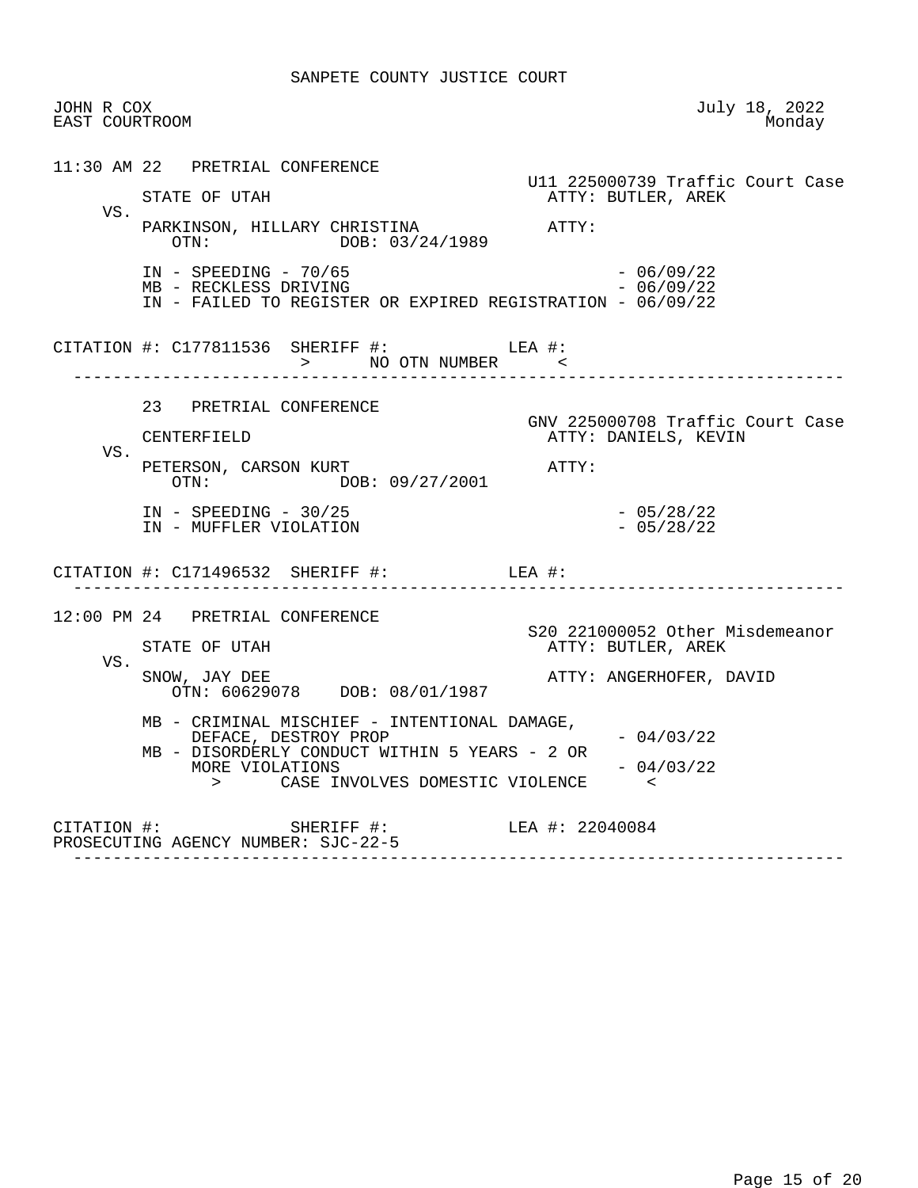SANPETE COUNTY JUSTICE COURT

JOHN R COX
EAST COURTROOM

July 18, 2022
Monday

```
11:30 AM 22   PRETRIAL CONFERENCE
                                                    U11 225000739 Traffic Court Case
         STATE OF UTAH                                ATTY: BUTLER, AREK
    VS.
         PARKINSON, HILLARY CHRISTINA                 ATTY:
            OTN:             DOB: 03/24/1989

         IN - SPEEDING - 70/65                                   - 06/09/22
         MB - RECKLESS DRIVING                                   - 06/09/22
         IN - FAILED TO REGISTER OR EXPIRED REGISTRATION - 06/09/22

CITATION #: C177811536  SHERIFF #:            LEA #:
                          >      NO OTN NUMBER      <
 -------------------------------------------------------------------------------

         23   PRETRIAL CONFERENCE
                                                    GNV 225000708 Traffic Court Case
         CENTERFIELD                                  ATTY: DANIELS, KEVIN
    VS.
         PETERSON, CARSON KURT                        ATTY:
            OTN:             DOB: 09/27/2001

         IN - SPEEDING - 30/25                                   - 05/28/22
         IN - MUFFLER VIOLATION                                  - 05/28/22

CITATION #: C171496532  SHERIFF #:            LEA #:
 -------------------------------------------------------------------------------

12:00 PM 24   PRETRIAL CONFERENCE
                                                    S20 221000052 Other Misdemeanor
         STATE OF UTAH                                ATTY: BUTLER, AREK
    VS.
         SNOW, JAY DEE                                ATTY: ANGERHOFER, DAVID
            OTN: 60629078    DOB: 08/01/1987

         MB - CRIMINAL MISCHIEF - INTENTIONAL DAMAGE,
              DEFACE, DESTROY PROP                               - 04/03/22
         MB - DISORDERLY CONDUCT WITHIN 5 YEARS - 2 OR
              MORE VIOLATIONS                                    - 04/03/22
                >      CASE INVOLVES DOMESTIC VIOLENCE      <

CITATION #:             SHERIFF #:            LEA #: 22040084
PROSECUTING AGENCY NUMBER: SJC-22-5
 -------------------------------------------------------------------------------
```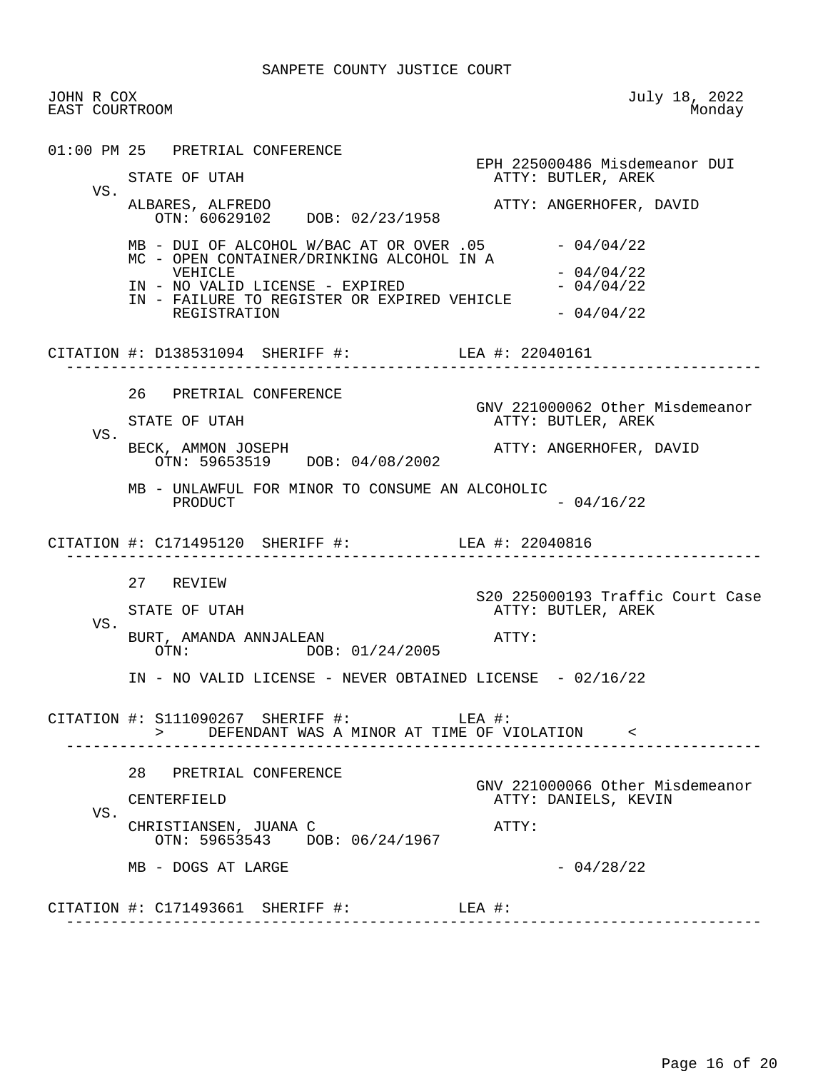SANPETE COUNTY JUSTICE COURT

JOHN R COX
EAST COURTROOM

July 18, 2022
Monday

```
01:00 PM 25   PRETRIAL CONFERENCE
                                               EPH 225000486 Misdemeanor DUI
      STATE OF UTAH                              ATTY: BUTLER, AREK
  VS.
      ALBARES, ALFREDO                           ATTY: ANGERHOFER, DAVID
         OTN: 60629102    DOB: 02/23/1958

      MB - DUI OF ALCOHOL W/BAC AT OR OVER .05         - 04/04/22
      MC - OPEN CONTAINER/DRINKING ALCOHOL IN A
           VEHICLE                                     - 04/04/22
      IN - NO VALID LICENSE - EXPIRED                  - 04/04/22
      IN - FAILURE TO REGISTER OR EXPIRED VEHICLE
           REGISTRATION                                - 04/04/22

CITATION #: D138531094  SHERIFF #:           LEA #: 22040161
 ------------------------------------------------------------------------------

      26   PRETRIAL CONFERENCE
                                               GNV 221000062 Other Misdemeanor
      STATE OF UTAH                              ATTY: BUTLER, AREK
  VS.
      BECK, AMMON JOSEPH                         ATTY: ANGERHOFER, DAVID
         OTN: 59653519    DOB: 04/08/2002

      MB - UNLAWFUL FOR MINOR TO CONSUME AN ALCOHOLIC
           PRODUCT                                     - 04/16/22

CITATION #: C171495120  SHERIFF #:           LEA #: 22040816
 ------------------------------------------------------------------------------

      27   REVIEW
                                               S20 225000193 Traffic Court Case
      STATE OF UTAH                              ATTY: BUTLER, AREK
  VS.
      BURT, AMANDA ANNJALEAN                     ATTY:
         OTN:             DOB: 01/24/2005

      IN - NO VALID LICENSE - NEVER OBTAINED LICENSE  - 02/16/22

CITATION #: S111090267  SHERIFF #:           LEA #:
         >     DEFENDANT WAS A MINOR AT TIME OF VIOLATION     <
 ------------------------------------------------------------------------------

      28   PRETRIAL CONFERENCE
                                               GNV 221000066 Other Misdemeanor
      CENTERFIELD                                ATTY: DANIELS, KEVIN
  VS.
      CHRISTIANSEN, JUANA C                      ATTY:
         OTN: 59653543    DOB: 06/24/1967

      MB - DOGS AT LARGE                               - 04/28/22

CITATION #: C171493661  SHERIFF #:           LEA #:
 ------------------------------------------------------------------------------
```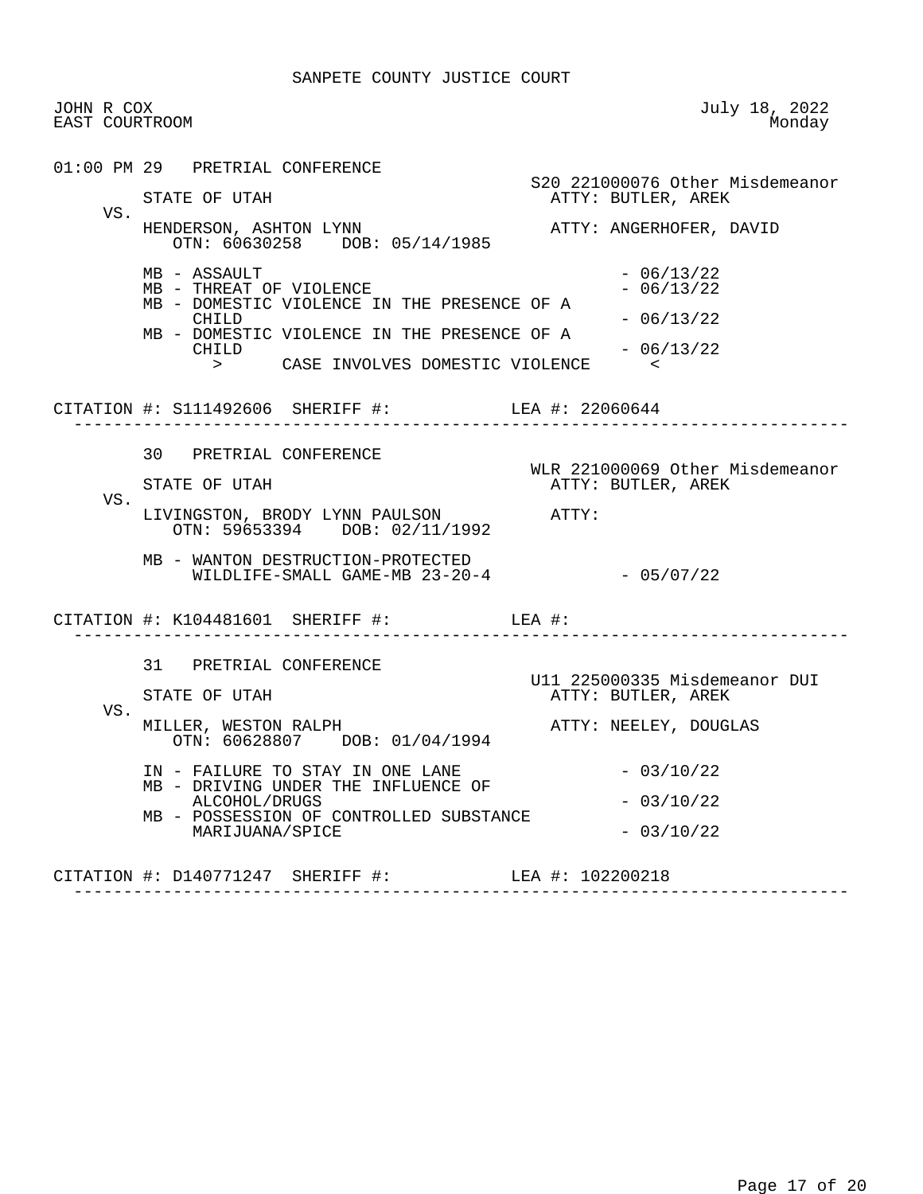SANPETE COUNTY JUSTICE COURT

JOHN R COX
EAST COURTROOM

July 18, 2022
Monday

---

**01:00 PM 29 PRETRIAL CONFERENCE**

S20 221000076 Other Misdemeanor

STATE OF UTAH — ATTY: BUTLER, AREK

VS.

HENDERSON, ASHTON LYNN — ATTY: ANGERHOFER, DAVID
OTN: 60630258 DOB: 05/14/1985

- MB - ASSAULT - 06/13/22
- MB - THREAT OF VIOLENCE - 06/13/22
- MB - DOMESTIC VIOLENCE IN THE PRESENCE OF A CHILD - 06/13/22
- MB - DOMESTIC VIOLENCE IN THE PRESENCE OF A CHILD - 06/13/22

> CASE INVOLVES DOMESTIC VIOLENCE <

CITATION #: S111492606 SHERIFF #: LEA #: 22060644

---

**30 PRETRIAL CONFERENCE**

WLR 221000069 Other Misdemeanor

STATE OF UTAH — ATTY: BUTLER, AREK

VS.

LIVINGSTON, BRODY LYNN PAULSON — ATTY:
OTN: 59653394 DOB: 02/11/1992

- MB - WANTON DESTRUCTION-PROTECTED WILDLIFE-SMALL GAME-MB 23-20-4 - 05/07/22

CITATION #: K104481601 SHERIFF #: LEA #:

---

**31 PRETRIAL CONFERENCE**

U11 225000335 Misdemeanor DUI

STATE OF UTAH — ATTY: BUTLER, AREK

VS.

MILLER, WESTON RALPH — ATTY: NEELEY, DOUGLAS
OTN: 60628807 DOB: 01/04/1994

- IN - FAILURE TO STAY IN ONE LANE - 03/10/22
- MB - DRIVING UNDER THE INFLUENCE OF ALCOHOL/DRUGS - 03/10/22
- MB - POSSESSION OF CONTROLLED SUBSTANCE MARIJUANA/SPICE - 03/10/22

CITATION #: D140771247 SHERIFF #: LEA #: 102200218

---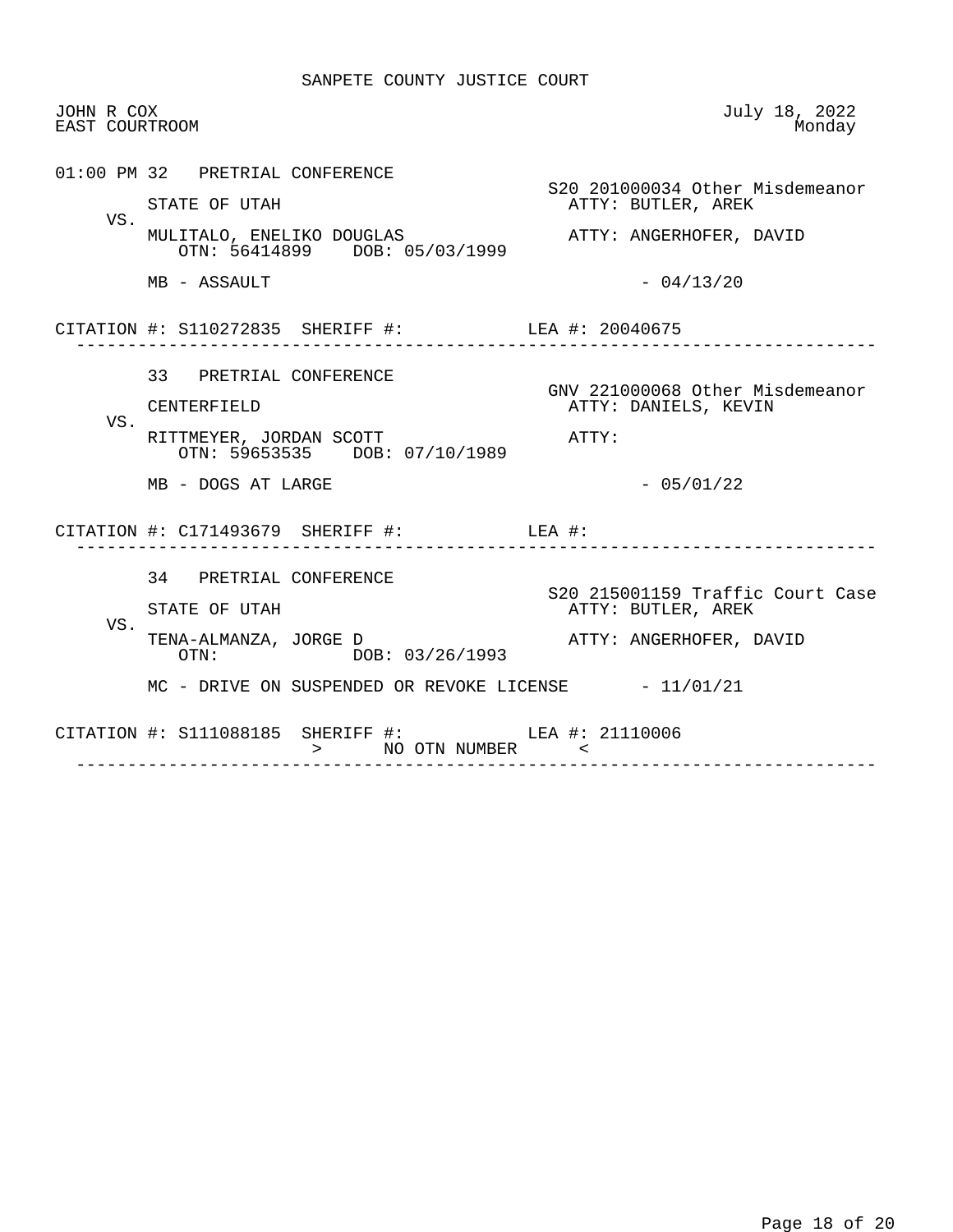SANPETE COUNTY JUSTICE COURT

JOHN R COX
EAST COURTROOM

July 18, 2022
Monday

01:00 PM 32 PRETRIAL CONFERENCE

S20 201000034 Other Misdemeanor

STATE OF UTAH — ATTY: BUTLER, AREK

VS.

MULITALO, ENELIKO DOUGLAS — ATTY: ANGERHOFER, DAVID
OTN: 56414899 DOB: 05/03/1999

MB - ASSAULT - 04/13/20

CITATION #: S110272835 SHERIFF #: LEA #: 20040675

---

33 PRETRIAL CONFERENCE

GNV 221000068 Other Misdemeanor

CENTERFIELD — ATTY: DANIELS, KEVIN

VS.

RITTMEYER, JORDAN SCOTT — ATTY:
OTN: 59653535 DOB: 07/10/1989

MB - DOGS AT LARGE - 05/01/22

CITATION #: C171493679 SHERIFF #: LEA #:

---

34 PRETRIAL CONFERENCE

S20 215001159 Traffic Court Case

STATE OF UTAH — ATTY: BUTLER, AREK

VS.

TENA-ALMANZA, JORGE D — ATTY: ANGERHOFER, DAVID
OTN: DOB: 03/26/1993

MC - DRIVE ON SUSPENDED OR REVOKE LICENSE - 11/01/21

CITATION #: S111088185 SHERIFF #: LEA #: 21110006
> NO OTN NUMBER <

---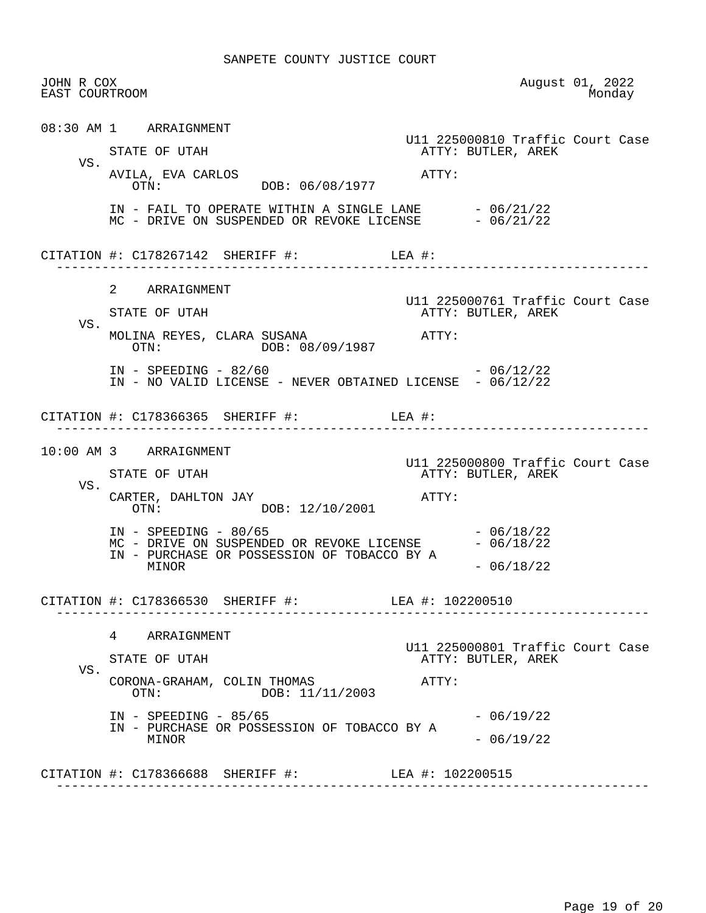SANPETE COUNTY JUSTICE COURT

JOHN R COX
EAST COURTROOM

August 01, 2022
Monday

08:30 AM 1 ARRAIGNMENT

U11 225000810 Traffic Court Case

STATE OF UTAH — ATTY: BUTLER, AREK

VS.

AVILA, EVA CARLOS — ATTY:
OTN: DOB: 06/08/1977

IN - FAIL TO OPERATE WITHIN A SINGLE LANE - 06/21/22
MC - DRIVE ON SUSPENDED OR REVOKE LICENSE - 06/21/22

CITATION #: C178267142 SHERIFF #: LEA #:

---

2 ARRAIGNMENT

U11 225000761 Traffic Court Case

STATE OF UTAH — ATTY: BUTLER, AREK

VS.

MOLINA REYES, CLARA SUSANA — ATTY:
OTN: DOB: 08/09/1987

IN - SPEEDING - 82/60 - 06/12/22
IN - NO VALID LICENSE - NEVER OBTAINED LICENSE - 06/12/22

CITATION #: C178366365 SHERIFF #: LEA #:

---

10:00 AM 3 ARRAIGNMENT

U11 225000800 Traffic Court Case

STATE OF UTAH — ATTY: BUTLER, AREK

VS.

CARTER, DAHLTON JAY — ATTY:
OTN: DOB: 12/10/2001

IN - SPEEDING - 80/65 - 06/18/22
MC - DRIVE ON SUSPENDED OR REVOKE LICENSE - 06/18/22
IN - PURCHASE OR POSSESSION OF TOBACCO BY A MINOR - 06/18/22

CITATION #: C178366530 SHERIFF #: LEA #: 102200510

---

4 ARRAIGNMENT

U11 225000801 Traffic Court Case

STATE OF UTAH — ATTY: BUTLER, AREK

VS.

CORONA-GRAHAM, COLIN THOMAS — ATTY:
OTN: DOB: 11/11/2003

IN - SPEEDING - 85/65 - 06/19/22
IN - PURCHASE OR POSSESSION OF TOBACCO BY A MINOR - 06/19/22

CITATION #: C178366688 SHERIFF #: LEA #: 102200515

---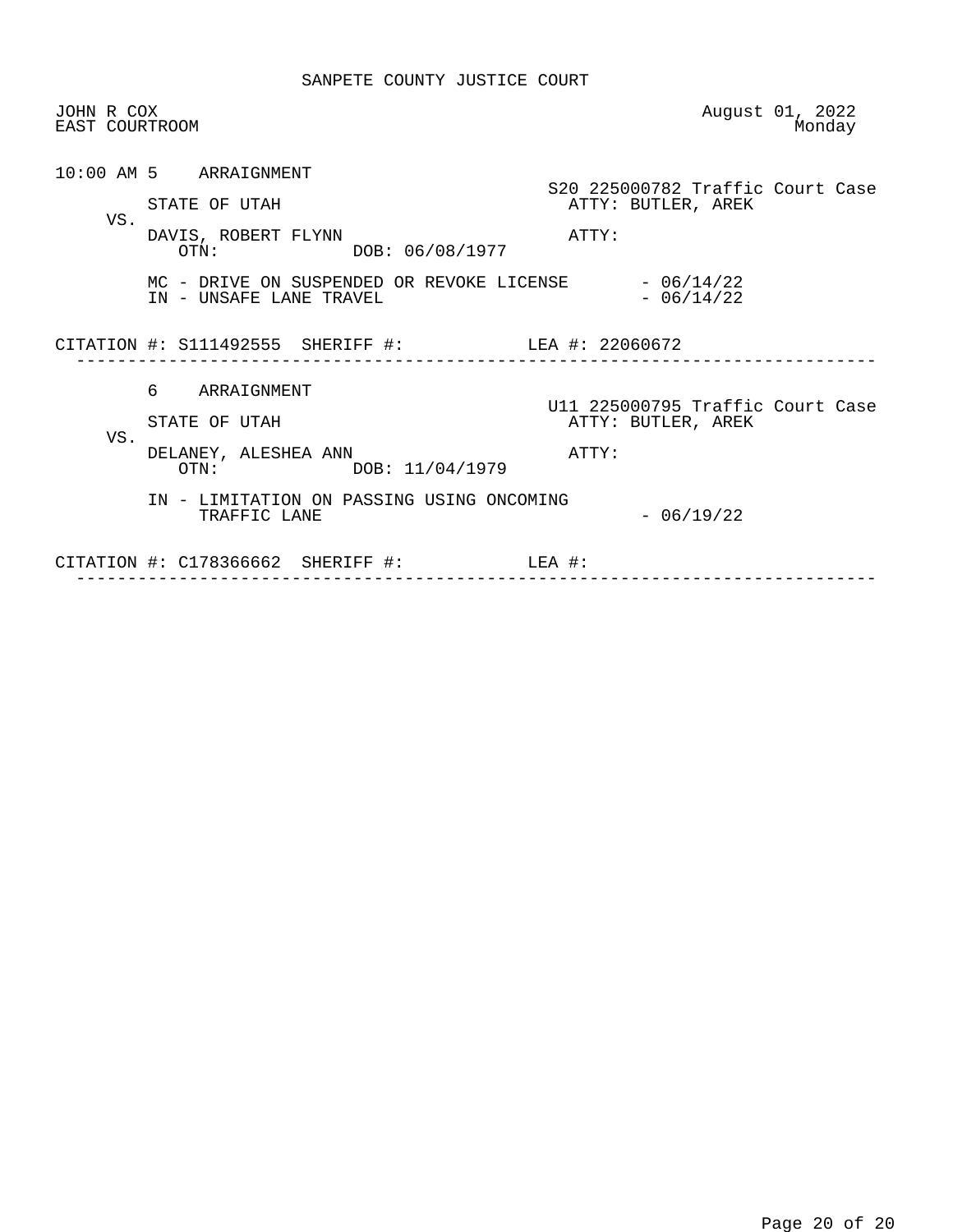SANPETE COUNTY JUSTICE COURT

JOHN R COX
EAST COURTROOM

August 01, 2022
Monday

10:00 AM 5 ARRAIGNMENT

S20 225000782 Traffic Court Case

STATE OF UTAH
ATTY: BUTLER, AREK

VS.

DAVIS, ROBERT FLYNN
ATTY:

OTN: DOB: 06/08/1977

MC - DRIVE ON SUSPENDED OR REVOKE LICENSE - 06/14/22
IN - UNSAFE LANE TRAVEL - 06/14/22

CITATION #: S111492555 SHERIFF #: LEA #: 22060672

---

6 ARRAIGNMENT

U11 225000795 Traffic Court Case

STATE OF UTAH
ATTY: BUTLER, AREK

VS.

DELANEY, ALESHEA ANN
ATTY:

OTN: DOB: 11/04/1979

IN - LIMITATION ON PASSING USING ONCOMING TRAFFIC LANE - 06/19/22

CITATION #: C178366662 SHERIFF #: LEA #:

---